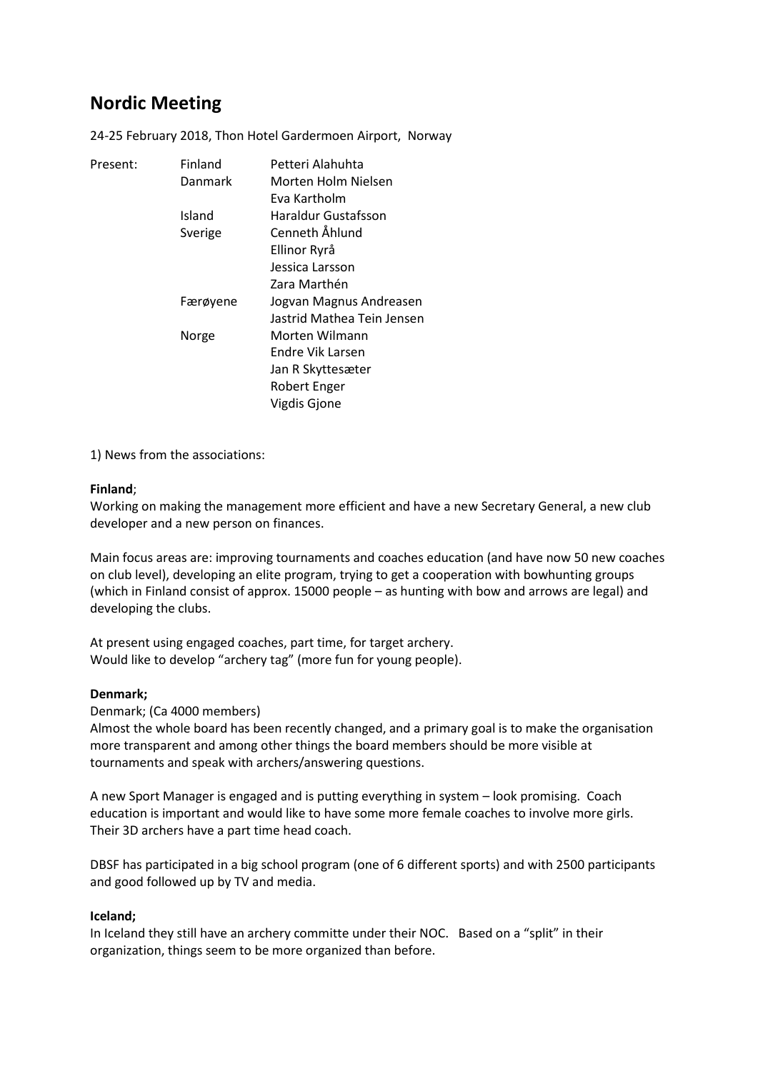# Nordic Meeting

24-25 February 2018, Thon Hotel Gardermoen Airport, Norway

| Present: | Finland | Petteri Alahuhta |
|---|---|---|
| | Danmark | Morten Holm Nielsen |
| | | Eva Kartholm |
| | Island | Haraldur Gustafsson |
| | Sverige | Cenneth Åhlund |
| | | Ellinor Ryrå |
| | | Jessica Larsson |
| | | Zara Marthén |
| | Færøyene | Jogvan Magnus Andreasen |
| | | Jastrid Mathea Tein Jensen |
| | Norge | Morten Wilmann |
| | | Endre Vik Larsen |
| | | Jan R Skyttesæter |
| | | Robert Enger |
| | | Vigdis Gjone |

1) News from the associations:

**Finland**;

Working on making the management more efficient and have a new Secretary General, a new club developer and a new person on finances.

Main focus areas are: improving tournaments and coaches education (and have now 50 new coaches on club level), developing an elite program, trying to get a cooperation with bowhunting groups (which in Finland consist of approx. 15000 people – as hunting with bow and arrows are legal) and developing the clubs.

At present using engaged coaches, part time, for target archery.
Would like to develop "archery tag" (more fun for young people).

**Denmark;**

Denmark; (Ca 4000 members)
Almost the whole board has been recently changed, and a primary goal is to make the organisation more transparent and among other things the board members should be more visible at tournaments and speak with archers/answering questions.

A new Sport Manager is engaged and is putting everything in system – look promising. Coach education is important and would like to have some more female coaches to involve more girls. Their 3D archers have a part time head coach.

DBSF has participated in a big school program (one of 6 different sports) and with 2500 participants and good followed up by TV and media.

**Iceland;**

In Iceland they still have an archery committe under their NOC. Based on a "split" in their organization, things seem to be more organized than before.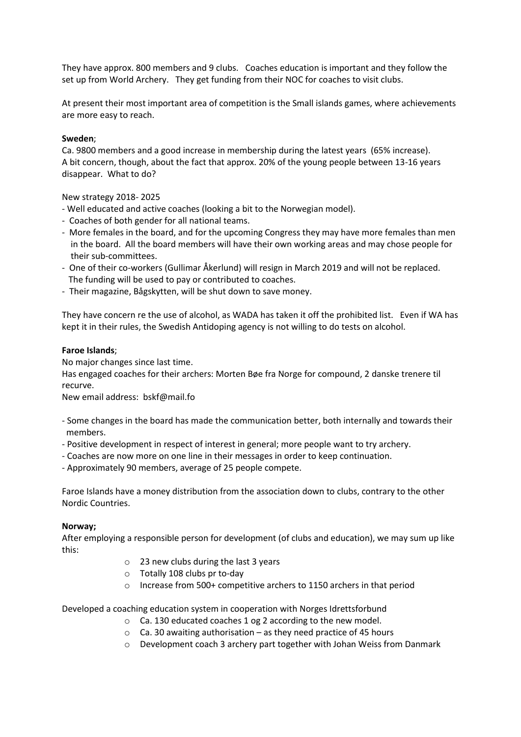They have approx. 800 members and 9 clubs. Coaches education is important and they follow the set up from World Archery. They get funding from their NOC for coaches to visit clubs.

At present their most important area of competition is the Small islands games, where achievements are more easy to reach.

**Sweden**;
Ca. 9800 members and a good increase in membership during the latest years (65% increase).
A bit concern, though, about the fact that approx. 20% of the young people between 13-16 years disappear. What to do?

New strategy 2018- 2025
- Well educated and active coaches (looking a bit to the Norwegian model).
- Coaches of both gender for all national teams.
- More females in the board, and for the upcoming Congress they may have more females than men in the board. All the board members will have their own working areas and may chose people for their sub-committees.
- One of their co-workers (Gullimar Åkerlund) will resign in March 2019 and will not be replaced. The funding will be used to pay or contributed to coaches.
- Their magazine, Bågskytten, will be shut down to save money.

They have concern re the use of alcohol, as WADA has taken it off the prohibited list. Even if WA has kept it in their rules, the Swedish Antidoping agency is not willing to do tests on alcohol.

**Faroe Islands**;
No major changes since last time.
Has engaged coaches for their archers: Morten Bøe fra Norge for compound, 2 danske trenere til recurve.
New email address: bskf@mail.fo

- Some changes in the board has made the communication better, both internally and towards their members.
- Positive development in respect of interest in general; more people want to try archery.
- Coaches are now more on one line in their messages in order to keep continuation.
- Approximately 90 members, average of 25 people compete.

Faroe Islands have a money distribution from the association down to clubs, contrary to the other Nordic Countries.

**Norway;**
After employing a responsible person for development (of clubs and education), we may sum up like this:

- 23 new clubs during the last 3 years
- Totally 108 clubs pr to-day
- Increase from 500+ competitive archers to 1150 archers in that period

Developed a coaching education system in cooperation with Norges Idrettsforbund

- Ca. 130 educated coaches 1 og 2 according to the new model.
- Ca. 30 awaiting authorisation – as they need practice of 45 hours
- Development coach 3 archery part together with Johan Weiss from Danmark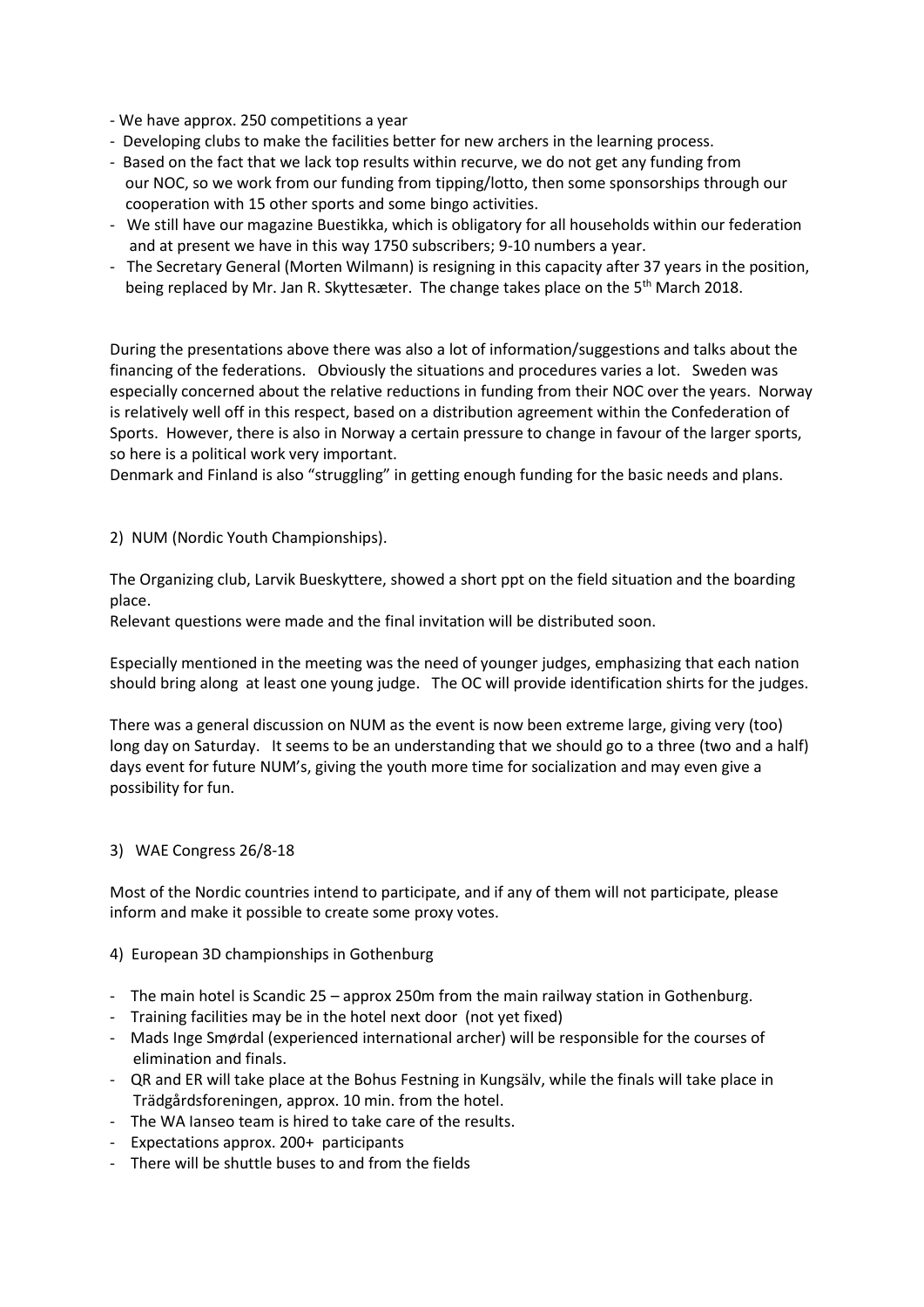- We have approx. 250 competitions a year
- Developing clubs to make the facilities better for new archers in the learning process.
- Based on the fact that we lack top results within recurve, we do not get any funding from our NOC, so we work from our funding from tipping/lotto, then some sponsorships through our cooperation with 15 other sports and some bingo activities.
- We still have our magazine Buestikka, which is obligatory for all households within our federation and at present we have in this way 1750 subscribers; 9-10 numbers a year.
- The Secretary General (Morten Wilmann) is resigning in this capacity after 37 years in the position, being replaced by Mr. Jan R. Skyttesæter. The change takes place on the 5th March 2018.

During the presentations above there was also a lot of information/suggestions and talks about the financing of the federations. Obviously the situations and procedures varies a lot. Sweden was especially concerned about the relative reductions in funding from their NOC over the years. Norway is relatively well off in this respect, based on a distribution agreement within the Confederation of Sports. However, there is also in Norway a certain pressure to change in favour of the larger sports, so here is a political work very important.
Denmark and Finland is also "struggling" in getting enough funding for the basic needs and plans.

2) NUM (Nordic Youth Championships).

The Organizing club, Larvik Bueskyttere, showed a short ppt on the field situation and the boarding place.
Relevant questions were made and the final invitation will be distributed soon.

Especially mentioned in the meeting was the need of younger judges, emphasizing that each nation should bring along at least one young judge. The OC will provide identification shirts for the judges.

There was a general discussion on NUM as the event is now been extreme large, giving very (too) long day on Saturday. It seems to be an understanding that we should go to a three (two and a half) days event for future NUM's, giving the youth more time for socialization and may even give a possibility for fun.

3) WAE Congress 26/8-18

Most of the Nordic countries intend to participate, and if any of them will not participate, please inform and make it possible to create some proxy votes.

4) European 3D championships in Gothenburg

- The main hotel is Scandic 25 – approx 250m from the main railway station in Gothenburg.
- Training facilities may be in the hotel next door (not yet fixed)
- Mads Inge Smørdal (experienced international archer) will be responsible for the courses of elimination and finals.
- QR and ER will take place at the Bohus Festning in Kungsälv, while the finals will take place in Trädgårdsforeningen, approx. 10 min. from the hotel.
- The WA Ianseo team is hired to take care of the results.
- Expectations approx. 200+ participants
- There will be shuttle buses to and from the fields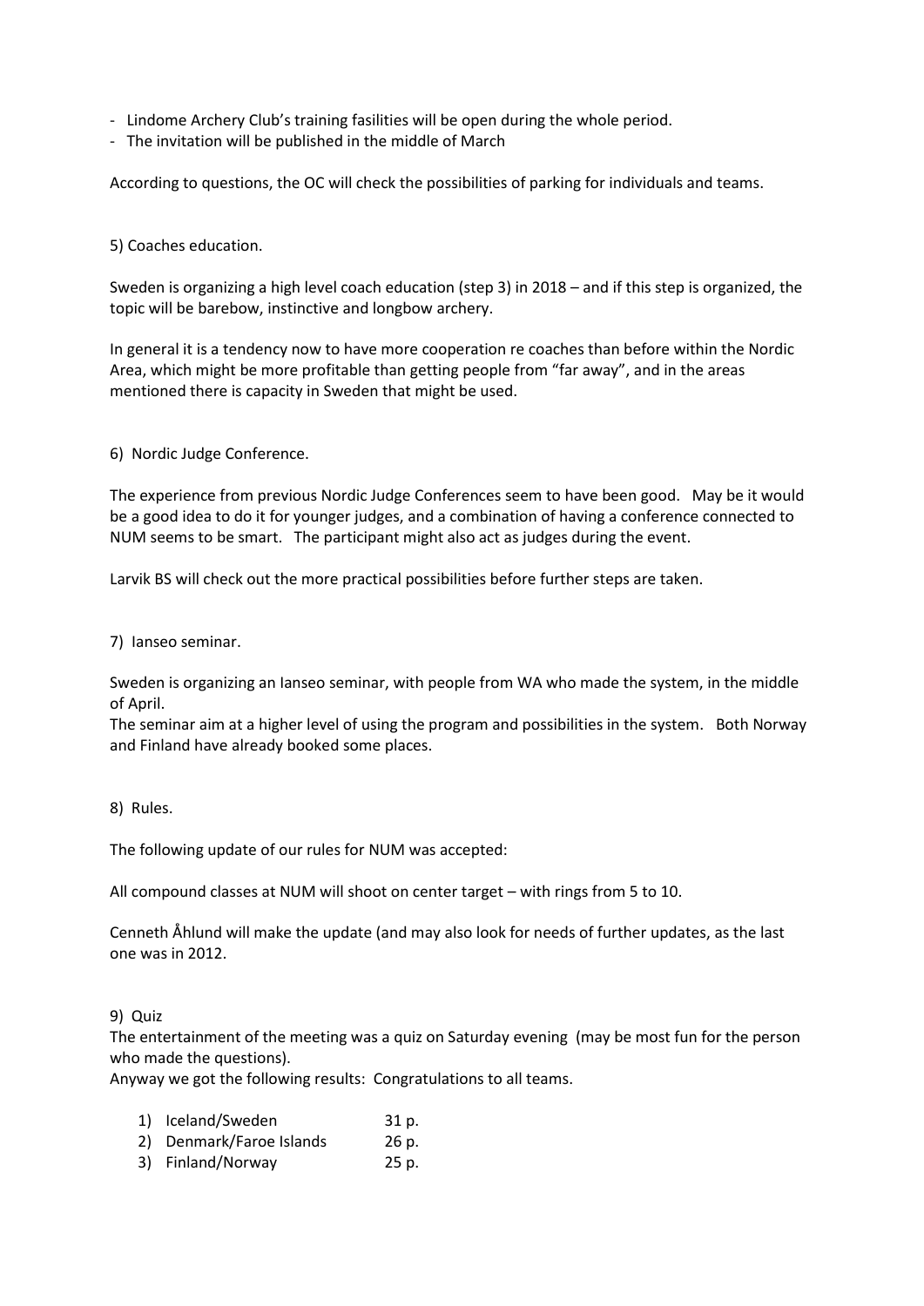- Lindome Archery Club's training fasilities will be open during the whole period.
- The invitation will be published in the middle of March

According to questions, the OC will check the possibilities of parking for individuals and teams.

5) Coaches education.

Sweden is organizing a high level coach education (step 3) in 2018 – and if this step is organized, the topic will be barebow, instinctive and longbow archery.

In general it is a tendency now to have more cooperation re coaches than before within the Nordic Area, which might be more profitable than getting people from "far away", and in the areas mentioned there is capacity in Sweden that might be used.

6) Nordic Judge Conference.

The experience from previous Nordic Judge Conferences seem to have been good. May be it would be a good idea to do it for younger judges, and a combination of having a conference connected to NUM seems to be smart. The participant might also act as judges during the event.

Larvik BS will check out the more practical possibilities before further steps are taken.

7) Ianseo seminar.

Sweden is organizing an Ianseo seminar, with people from WA who made the system, in the middle of April.
The seminar aim at a higher level of using the program and possibilities in the system. Both Norway and Finland have already booked some places.

8) Rules.

The following update of our rules for NUM was accepted:

All compound classes at NUM will shoot on center target – with rings from 5 to 10.

Cenneth Åhlund will make the update (and may also look for needs of further updates, as the last one was in 2012.

9) Quiz
The entertainment of the meeting was a quiz on Saturday evening (may be most fun for the person who made the questions).
Anyway we got the following results: Congratulations to all teams.

1) Iceland/Sweden 31 p.
2) Denmark/Faroe Islands 26 p.
3) Finland/Norway 25 p.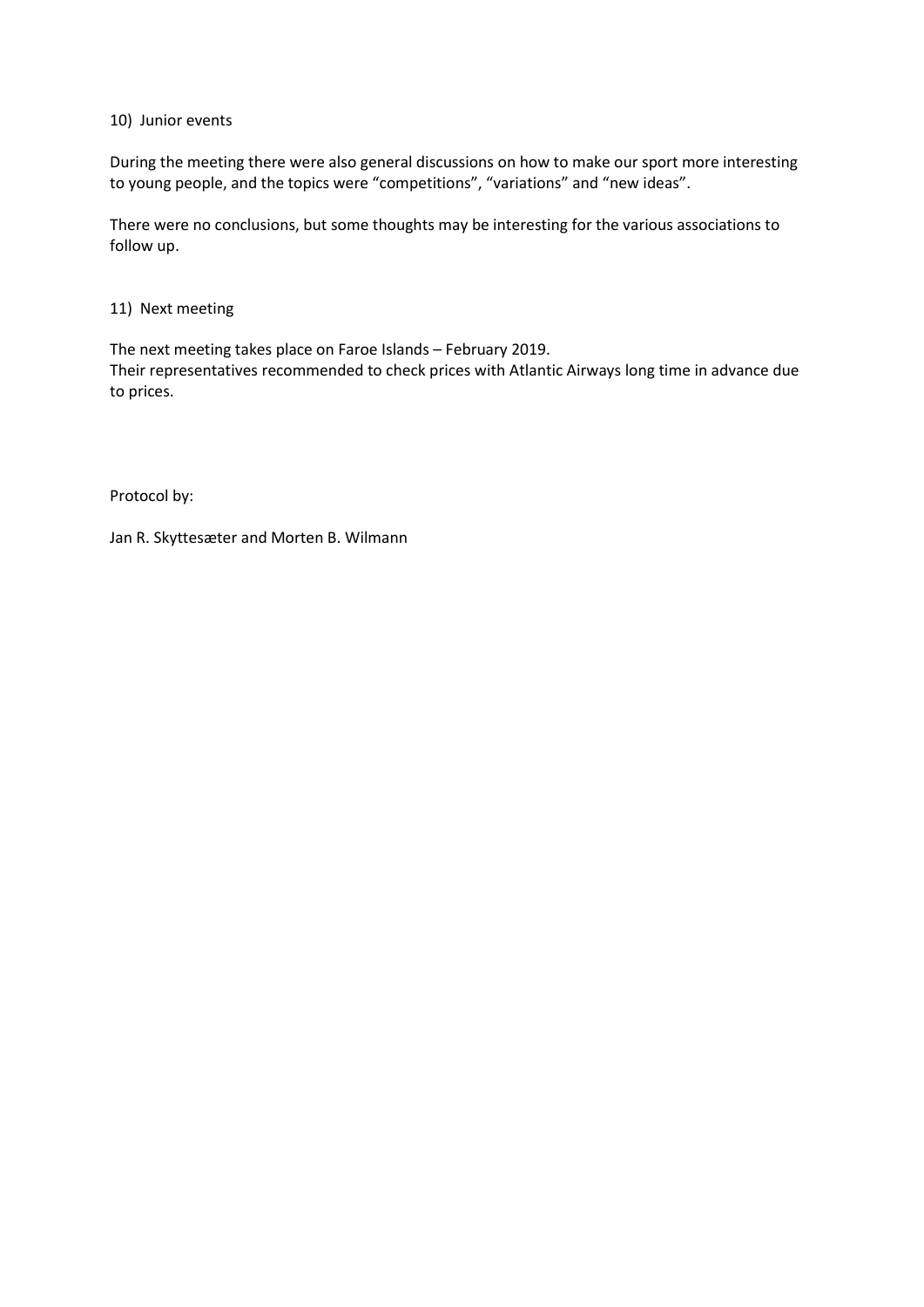## 10) Junior events

During the meeting there were also general discussions on how to make our sport more interesting to young people, and the topics were "competitions", "variations" and "new ideas".

There were no conclusions, but some thoughts may be interesting for the various associations to follow up.

## 11) Next meeting

The next meeting takes place on Faroe Islands – February 2019.
Their representatives recommended to check prices with Atlantic Airways long time in advance due to prices.

Protocol by:

Jan R. Skyttesæter and Morten B. Wilmann